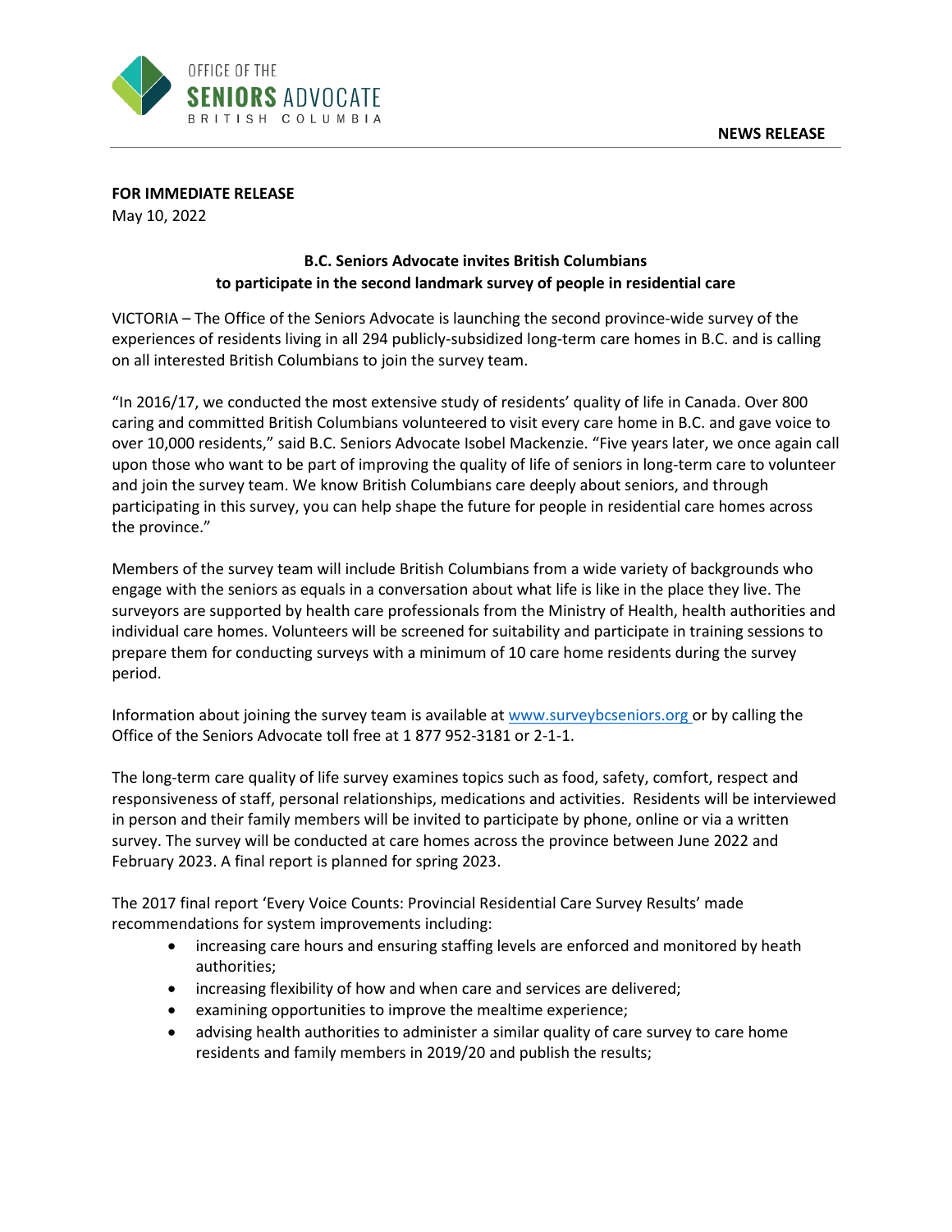OFFICE OF THE
**SENIORS ADVOCATE**
BRITISH COLUMBIA

**NEWS RELEASE**

**FOR IMMEDIATE RELEASE**
May 10, 2022

**B.C. Seniors Advocate invites British Columbians to participate in the second landmark survey of people in residential care**

VICTORIA – The Office of the Seniors Advocate is launching the second province-wide survey of the experiences of residents living in all 294 publicly-subsidized long-term care homes in B.C. and is calling on all interested British Columbians to join the survey team.

"In 2016/17, we conducted the most extensive study of residents' quality of life in Canada. Over 800 caring and committed British Columbians volunteered to visit every care home in B.C. and gave voice to over 10,000 residents," said B.C. Seniors Advocate Isobel Mackenzie. "Five years later, we once again call upon those who want to be part of improving the quality of life of seniors in long-term care to volunteer and join the survey team. We know British Columbians care deeply about seniors, and through participating in this survey, you can help shape the future for people in residential care homes across the province."

Members of the survey team will include British Columbians from a wide variety of backgrounds who engage with the seniors as equals in a conversation about what life is like in the place they live. The surveyors are supported by health care professionals from the Ministry of Health, health authorities and individual care homes. Volunteers will be screened for suitability and participate in training sessions to prepare them for conducting surveys with a minimum of 10 care home residents during the survey period.

Information about joining the survey team is available at www.surveybcseniors.org or by calling the Office of the Seniors Advocate toll free at 1 877 952-3181 or 2-1-1.

The long-term care quality of life survey examines topics such as food, safety, comfort, respect and responsiveness of staff, personal relationships, medications and activities. Residents will be interviewed in person and their family members will be invited to participate by phone, online or via a written survey. The survey will be conducted at care homes across the province between June 2022 and February 2023. A final report is planned for spring 2023.

The 2017 final report 'Every Voice Counts: Provincial Residential Care Survey Results' made recommendations for system improvements including:

- increasing care hours and ensuring staffing levels are enforced and monitored by heath authorities;
- increasing flexibility of how and when care and services are delivered;
- examining opportunities to improve the mealtime experience;
- advising health authorities to administer a similar quality of care survey to care home residents and family members in 2019/20 and publish the results;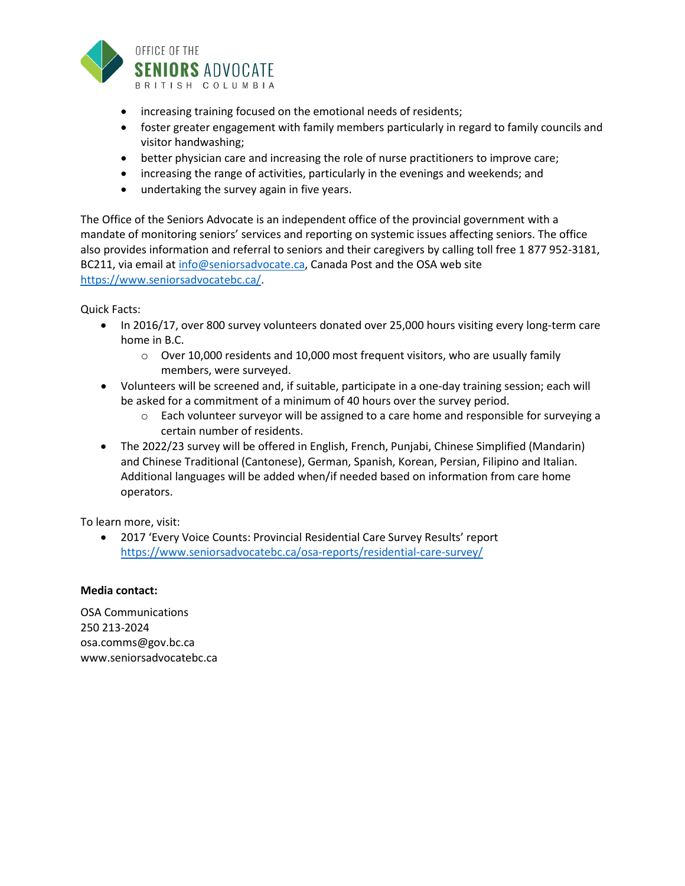- increasing training focused on the emotional needs of residents;
- foster greater engagement with family members particularly in regard to family councils and visitor handwashing;
- better physician care and increasing the role of nurse practitioners to improve care;
- increasing the range of activities, particularly in the evenings and weekends; and
- undertaking the survey again in five years.

The Office of the Seniors Advocate is an independent office of the provincial government with a mandate of monitoring seniors' services and reporting on systemic issues affecting seniors. The office also provides information and referral to seniors and their caregivers by calling toll free 1 877 952-3181, BC211, via email at info@seniorsadvocate.ca, Canada Post and the OSA web site https://www.seniorsadvocatebc.ca/.

Quick Facts:

- In 2016/17, over 800 survey volunteers donated over 25,000 hours visiting every long-term care home in B.C.
    - Over 10,000 residents and 10,000 most frequent visitors, who are usually family members, were surveyed.
- Volunteers will be screened and, if suitable, participate in a one-day training session; each will be asked for a commitment of a minimum of 40 hours over the survey period.
    - Each volunteer surveyor will be assigned to a care home and responsible for surveying a certain number of residents.
- The 2022/23 survey will be offered in English, French, Punjabi, Chinese Simplified (Mandarin) and Chinese Traditional (Cantonese), German, Spanish, Korean, Persian, Filipino and Italian. Additional languages will be added when/if needed based on information from care home operators.

To learn more, visit:

- 2017 'Every Voice Counts: Provincial Residential Care Survey Results' report https://www.seniorsadvocatebc.ca/osa-reports/residential-care-survey/

**Media contact:**

OSA Communications
250 213-2024
osa.comms@gov.bc.ca
www.seniorsadvocatebc.ca